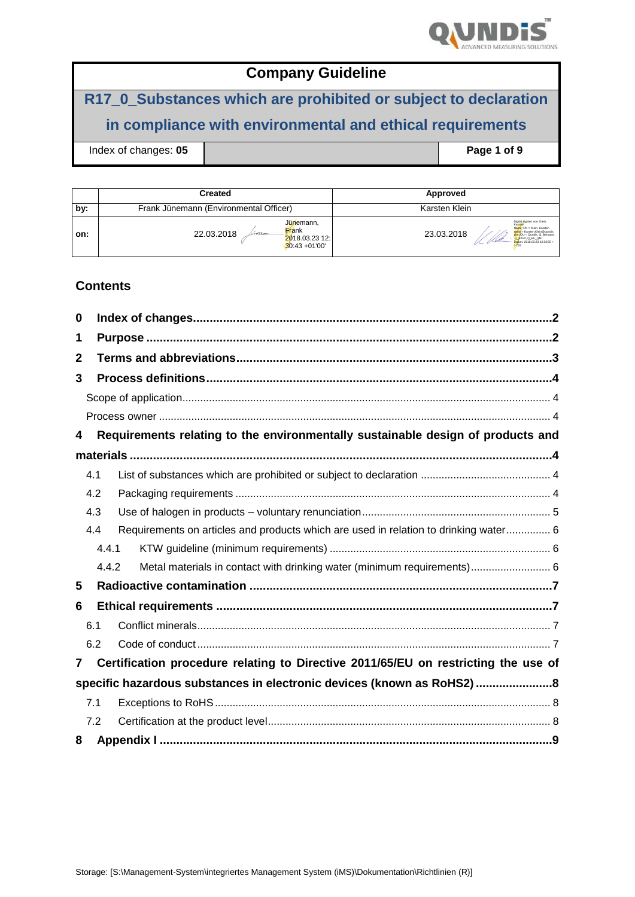# Company Guideline

## R17_0_Substances which are prohibited or subject to declaration in compliance with environmental and ethical requirements

| Index of changes: **05** | | **Page 1 of 9** |
|---|---|---|

| | Created | Approved |
|---|---|---|
| by: | Frank Jünemann (Environmental Officer) | Karsten Klein |
| on: | 22.03.2018 Jünemann, Frank 2018.03.23 12:30:43 +01'00' | 23.03.2018 |

## Contents

**0 Index of changes ... 2**

**1 Purpose ... 2**

**2 Terms and abbreviations ... 3**

**3 Process definitions ... 4**

- Scope of application ... 4
- Process owner ... 4

**4 Requirements relating to the environmentally sustainable design of products and materials ... 4**

- 4.1 List of substances which are prohibited or subject to declaration ... 4
- 4.2 Packaging requirements ... 4
- 4.3 Use of halogen in products – voluntary renunciation ... 5
- 4.4 Requirements on articles and products which are used in relation to drinking water ... 6
  - 4.4.1 KTW guideline (minimum requirements) ... 6
  - 4.4.2 Metal materials in contact with drinking water (minimum requirements) ... 6

**5 Radioactive contamination ... 7**

**6 Ethical requirements ... 7**

- 6.1 Conflict minerals ... 7
- 6.2 Code of conduct ... 7

**7 Certification procedure relating to Directive 2011/65/EU on restricting the use of specific hazardous substances in electronic devices (known as RoHS2) ... 8**

- 7.1 Exceptions to RoHS ... 8
- 7.2 Certification at the product level ... 8

**8 Appendix I ... 9**

Storage: [S:\Management-System\integriertes Management System (iMS)\Dokumentation\Richtlinien (R)]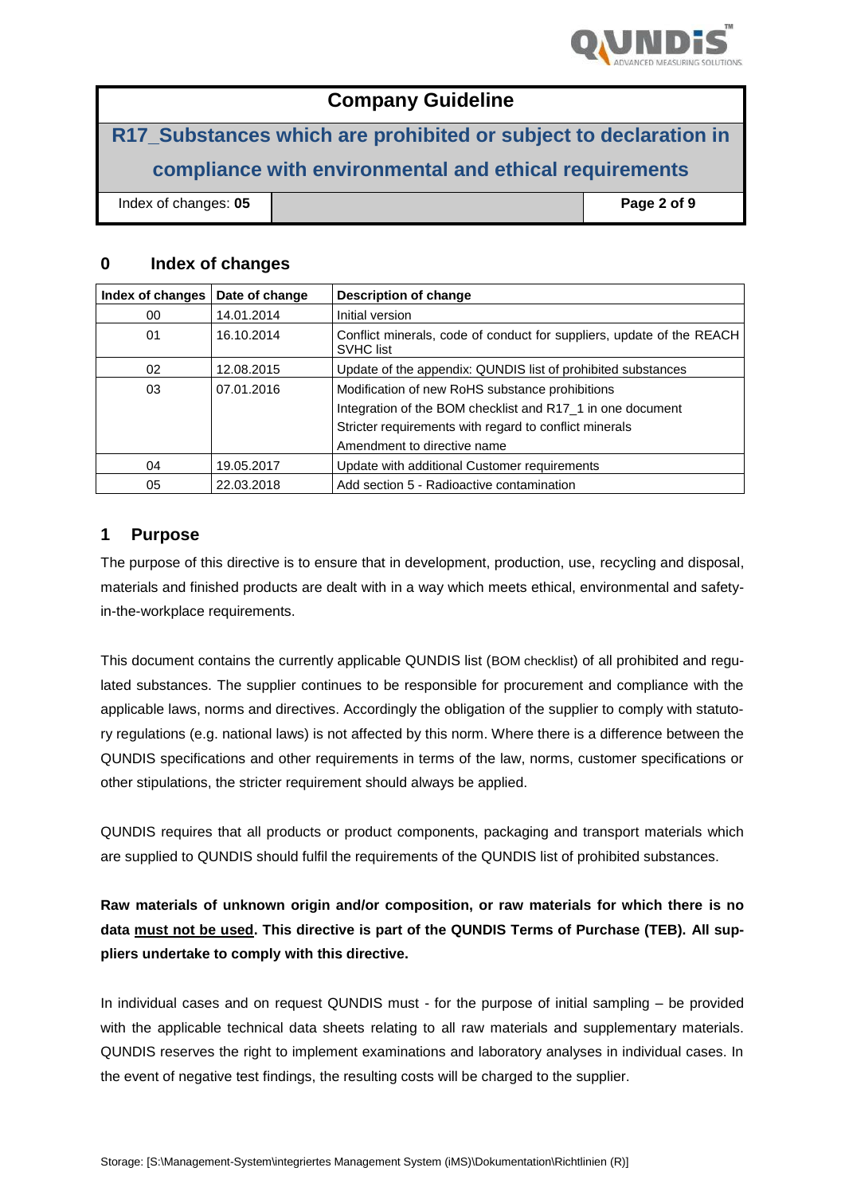## 0 Index of changes

| Index of changes | Date of change | Description of change |
|---|---|---|
| 00 | 14.01.2014 | Initial version |
| 01 | 16.10.2014 | Conflict minerals, code of conduct for suppliers, update of the REACH SVHC list |
| 02 | 12.08.2015 | Update of the appendix: QUNDIS list of prohibited substances |
| 03 | 07.01.2016 | Modification of new RoHS substance prohibitions<br>Integration of the BOM checklist and R17_1 in one document<br>Stricter requirements with regard to conflict minerals<br>Amendment to directive name |
| 04 | 19.05.2017 | Update with additional Customer requirements |
| 05 | 22.03.2018 | Add section 5 - Radioactive contamination |

## 1 Purpose

The purpose of this directive is to ensure that in development, production, use, recycling and disposal, materials and finished products are dealt with in a way which meets ethical, environmental and safety-in-the-workplace requirements.

This document contains the currently applicable QUNDIS list (BOM checklist) of all prohibited and regulated substances. The supplier continues to be responsible for procurement and compliance with the applicable laws, norms and directives. Accordingly the obligation of the supplier to comply with statutory regulations (e.g. national laws) is not affected by this norm. Where there is a difference between the QUNDIS specifications and other requirements in terms of the law, norms, customer specifications or other stipulations, the stricter requirement should always be applied.

QUNDIS requires that all products or product components, packaging and transport materials which are supplied to QUNDIS should fulfil the requirements of the QUNDIS list of prohibited substances.

**Raw materials of unknown origin and/or composition, or raw materials for which there is no data must not be used. This directive is part of the QUNDIS Terms of Purchase (TEB). All suppliers undertake to comply with this directive.**

In individual cases and on request QUNDIS must - for the purpose of initial sampling – be provided with the applicable technical data sheets relating to all raw materials and supplementary materials. QUNDIS reserves the right to implement examinations and laboratory analyses in individual cases. In the event of negative test findings, the resulting costs will be charged to the supplier.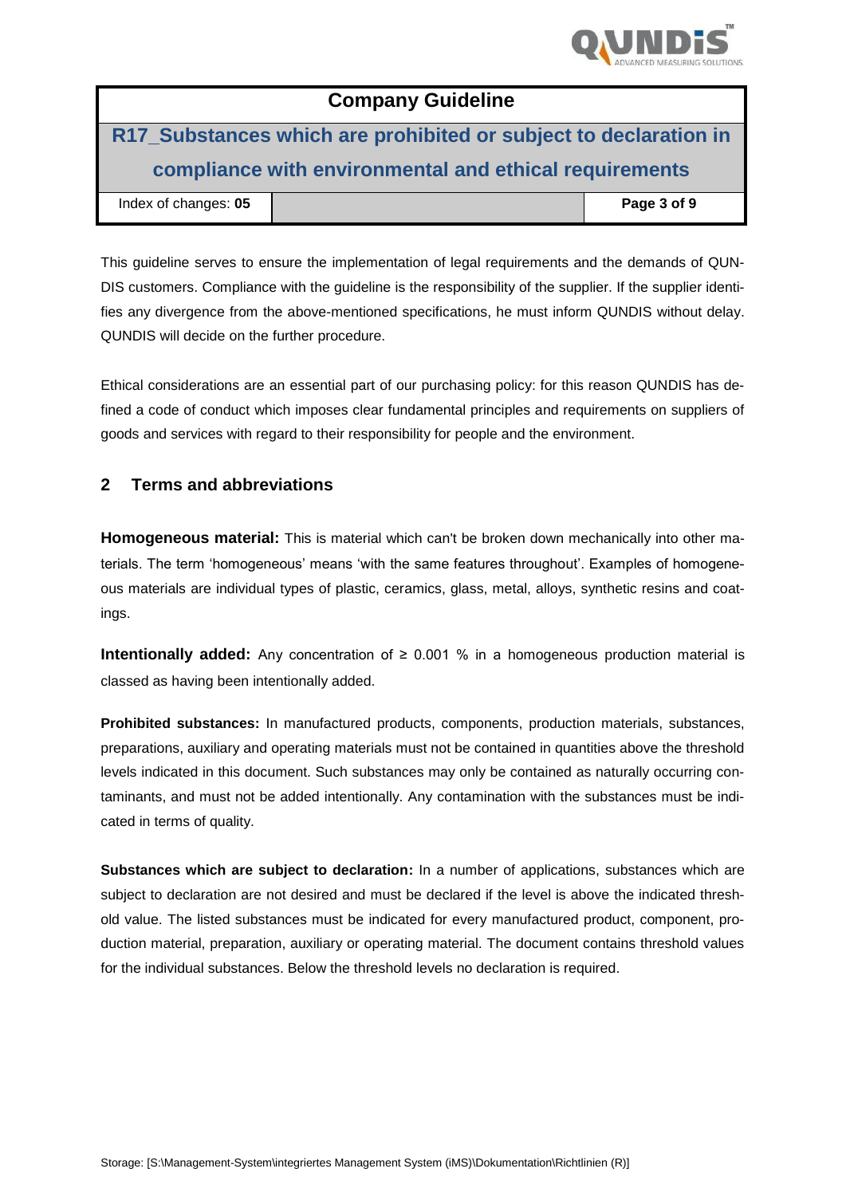This guideline serves to ensure the implementation of legal requirements and the demands of QUNDIS customers. Compliance with the guideline is the responsibility of the supplier. If the supplier identifies any divergence from the above-mentioned specifications, he must inform QUNDIS without delay. QUNDIS will decide on the further procedure.

Ethical considerations are an essential part of our purchasing policy: for this reason QUNDIS has defined a code of conduct which imposes clear fundamental principles and requirements on suppliers of goods and services with regard to their responsibility for people and the environment.

## 2 Terms and abbreviations

**Homogeneous material:** This is material which can't be broken down mechanically into other materials. The term 'homogeneous' means 'with the same features throughout'. Examples of homogeneous materials are individual types of plastic, ceramics, glass, metal, alloys, synthetic resins and coatings.

**Intentionally added:** Any concentration of ≥ 0.001 % in a homogeneous production material is classed as having been intentionally added.

**Prohibited substances:** In manufactured products, components, production materials, substances, preparations, auxiliary and operating materials must not be contained in quantities above the threshold levels indicated in this document. Such substances may only be contained as naturally occurring contaminants, and must not be added intentionally. Any contamination with the substances must be indicated in terms of quality.

**Substances which are subject to declaration:** In a number of applications, substances which are subject to declaration are not desired and must be declared if the level is above the indicated threshold value. The listed substances must be indicated for every manufactured product, component, production material, preparation, auxiliary or operating material. The document contains threshold values for the individual substances. Below the threshold levels no declaration is required.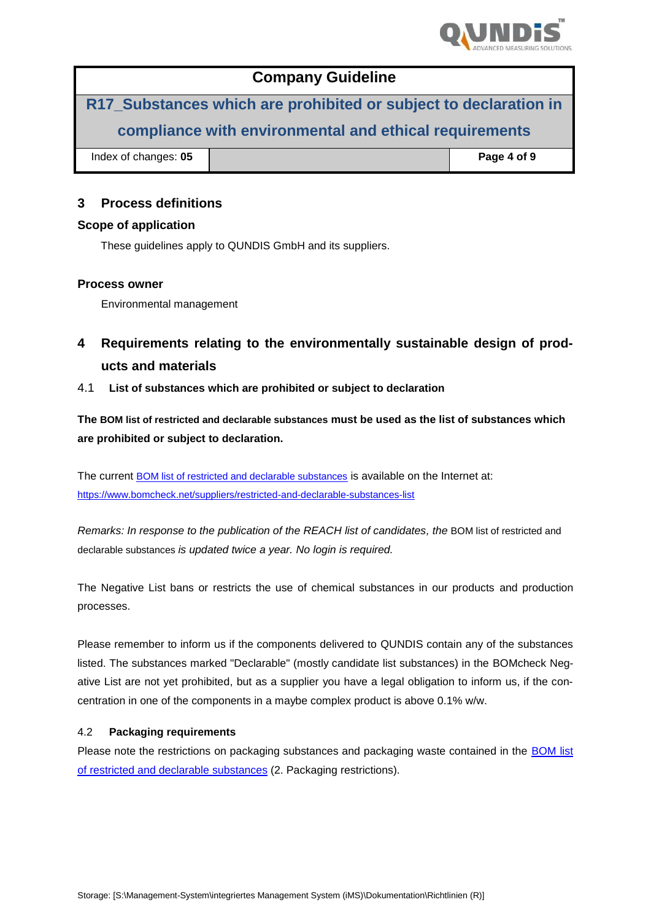## 3 Process definitions

### Scope of application

These guidelines apply to QUNDIS GmbH and its suppliers.

### Process owner

Environmental management

## 4 Requirements relating to the environmentally sustainable design of products and materials

### 4.1 List of substances which are prohibited or subject to declaration

**The BOM list of restricted and declarable substances must be used as the list of substances which are prohibited or subject to declaration.**

The current [BOM list of restricted and declarable substances](https://www.bomcheck.net/suppliers/restricted-and-declarable-substances-list) is available on the Internet at: https://www.bomcheck.net/suppliers/restricted-and-declarable-substances-list

*Remarks: In response to the publication of the REACH list of candidates, the* BOM list of restricted and declarable substances *is updated twice a year. No login is required.*

The Negative List bans or restricts the use of chemical substances in our products and production processes.

Please remember to inform us if the components delivered to QUNDIS contain any of the substances listed. The substances marked "Declarable" (mostly candidate list substances) in the BOMcheck Negative List are not yet prohibited, but as a supplier you have a legal obligation to inform us, if the concentration in one of the components in a maybe complex product is above 0.1% w/w.

### 4.2 Packaging requirements

Please note the restrictions on packaging substances and packaging waste contained in the [BOM list of restricted and declarable substances](https://www.bomcheck.net/suppliers/restricted-and-declarable-substances-list) (2. Packaging restrictions).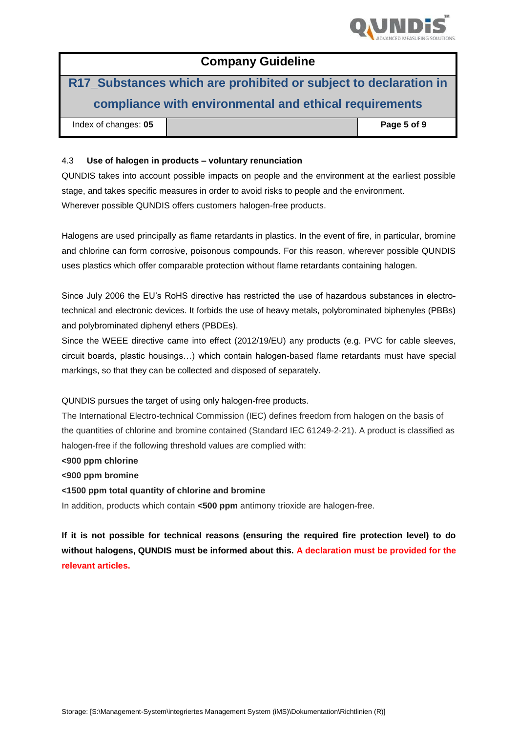### 4.3 Use of halogen in products – voluntary renunciation

QUNDIS takes into account possible impacts on people and the environment at the earliest possible stage, and takes specific measures in order to avoid risks to people and the environment.
Wherever possible QUNDIS offers customers halogen-free products.

Halogens are used principally as flame retardants in plastics. In the event of fire, in particular, bromine and chlorine can form corrosive, poisonous compounds. For this reason, wherever possible QUNDIS uses plastics which offer comparable protection without flame retardants containing halogen.

Since July 2006 the EU's RoHS directive has restricted the use of hazardous substances in electro-technical and electronic devices. It forbids the use of heavy metals, polybrominated biphenyles (PBBs) and polybrominated diphenyl ethers (PBDEs).
Since the WEEE directive came into effect (2012/19/EU) any products (e.g. PVC for cable sleeves, circuit boards, plastic housings…) which contain halogen-based flame retardants must have special markings, so that they can be collected and disposed of separately.

QUNDIS pursues the target of using only halogen-free products.
The International Electro-technical Commission (IEC) defines freedom from halogen on the basis of the quantities of chlorine and bromine contained (Standard IEC 61249-2-21). A product is classified as halogen-free if the following threshold values are complied with:

**<900 ppm chlorine**

**<900 ppm bromine**

**<1500 ppm total quantity of chlorine and bromine**

In addition, products which contain **<500 ppm** antimony trioxide are halogen-free.

**If it is not possible for technical reasons (ensuring the required fire protection level) to do without halogens, QUNDIS must be informed about this. A declaration must be provided for the relevant articles.**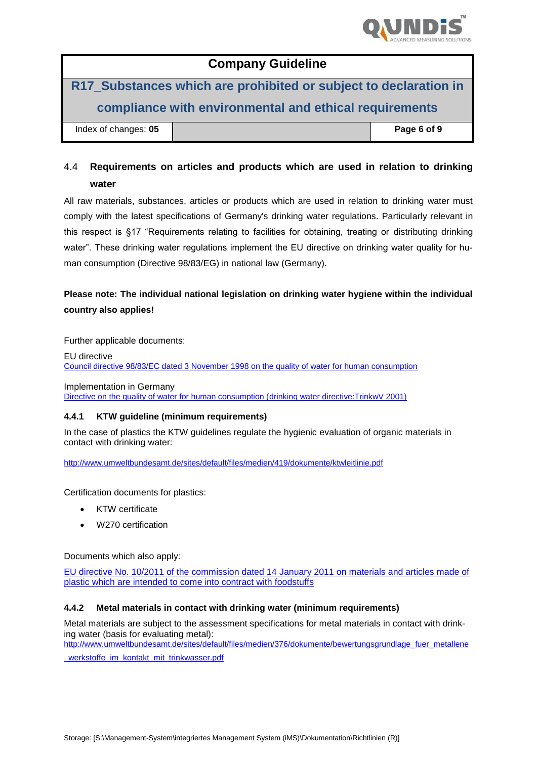## 4.4 Requirements on articles and products which are used in relation to drinking water

All raw materials, substances, articles or products which are used in relation to drinking water must comply with the latest specifications of Germany's drinking water regulations. Particularly relevant in this respect is §17 “Requirements relating to facilities for obtaining, treating or distributing drinking water”. These drinking water regulations implement the EU directive on drinking water quality for human consumption (Directive 98/83/EG) in national law (Germany).

**Please note: The individual national legislation on drinking water hygiene within the individual country also applies!**

Further applicable documents:

EU directive
[Council directive 98/83/EC dated 3 November 1998 on the quality of water for human consumption]

Implementation in Germany
[Directive on the quality of water for human consumption (drinking water directive:TrinkwV 2001)]

### 4.4.1 KTW guideline (minimum requirements)

In the case of plastics the KTW guidelines regulate the hygienic evaluation of organic materials in contact with drinking water:

http://www.umweltbundesamt.de/sites/default/files/medien/419/dokumente/ktwleitlinie.pdf

Certification documents for plastics:

- KTW certificate
- W270 certification

Documents which also apply:

[EU directive No. 10/2011 of the commission dated 14 January 2011 on materials and articles made of plastic which are intended to come into contract with foodstuffs]

### 4.4.2 Metal materials in contact with drinking water (minimum requirements)

Metal materials are subject to the assessment specifications for metal materials in contact with drinking water (basis for evaluating metal):
http://www.umweltbundesamt.de/sites/default/files/medien/376/dokumente/bewertungsgrundlage_fuer_metallene_werkstoffe_im_kontakt_mit_trinkwasser.pdf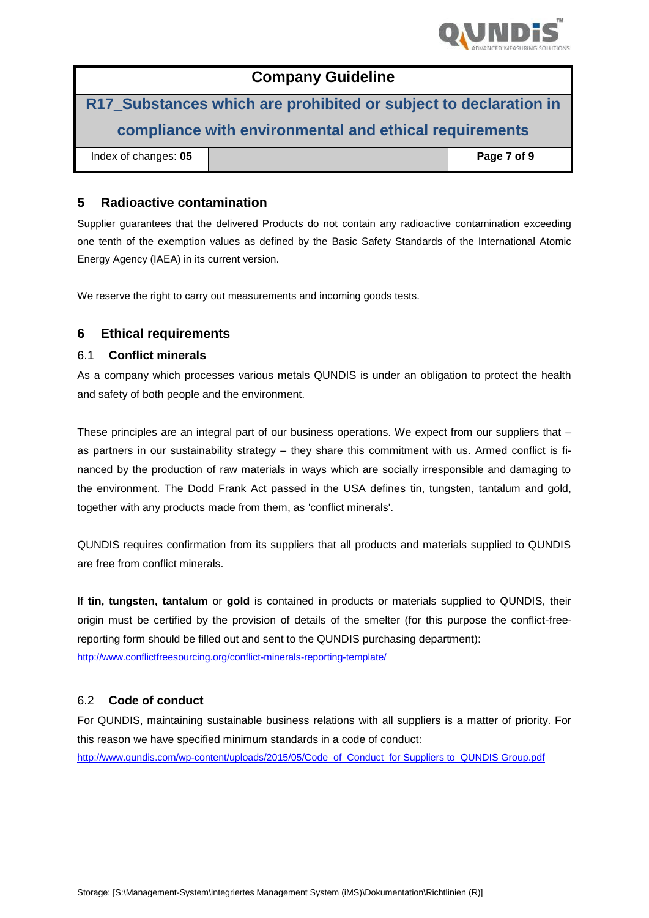## 5 Radioactive contamination

Supplier guarantees that the delivered Products do not contain any radioactive contamination exceeding one tenth of the exemption values as defined by the Basic Safety Standards of the International Atomic Energy Agency (IAEA) in its current version.

We reserve the right to carry out measurements and incoming goods tests.

## 6 Ethical requirements

### 6.1 Conflict minerals

As a company which processes various metals QUNDIS is under an obligation to protect the health and safety of both people and the environment.

These principles are an integral part of our business operations. We expect from our suppliers that – as partners in our sustainability strategy – they share this commitment with us. Armed conflict is financed by the production of raw materials in ways which are socially irresponsible and damaging to the environment. The Dodd Frank Act passed in the USA defines tin, tungsten, tantalum and gold, together with any products made from them, as 'conflict minerals'.

QUNDIS requires confirmation from its suppliers that all products and materials supplied to QUNDIS are free from conflict minerals.

If **tin, tungsten, tantalum** or **gold** is contained in products or materials supplied to QUNDIS, their origin must be certified by the provision of details of the smelter (for this purpose the conflict-free-reporting form should be filled out and sent to the QUNDIS purchasing department):
http://www.conflictfreesourcing.org/conflict-minerals-reporting-template/

### 6.2 Code of conduct

For QUNDIS, maintaining sustainable business relations with all suppliers is a matter of priority. For this reason we have specified minimum standards in a code of conduct:
http://www.qundis.com/wp-content/uploads/2015/05/Code_of_Conduct_for Suppliers to_QUNDIS Group.pdf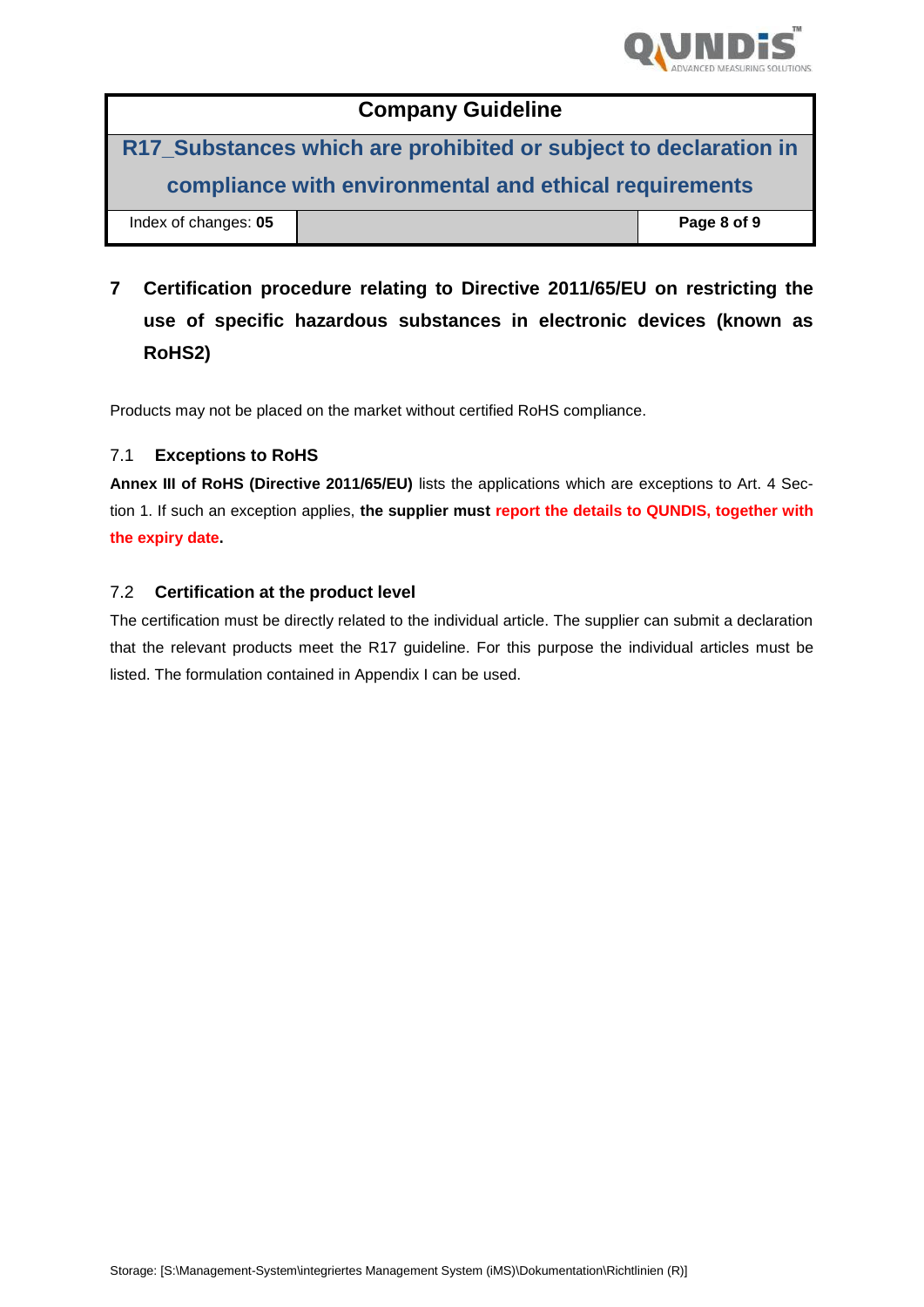## 7 Certification procedure relating to Directive 2011/65/EU on restricting the use of specific hazardous substances in electronic devices (known as RoHS2)

Products may not be placed on the market without certified RoHS compliance.

### 7.1 Exceptions to RoHS

**Annex III of RoHS (Directive 2011/65/EU)** lists the applications which are exceptions to Art. 4 Section 1. If such an exception applies, **the supplier must report the details to QUNDIS, together with the expiry date.**

### 7.2 Certification at the product level

The certification must be directly related to the individual article. The supplier can submit a declaration that the relevant products meet the R17 guideline. For this purpose the individual articles must be listed. The formulation contained in Appendix I can be used.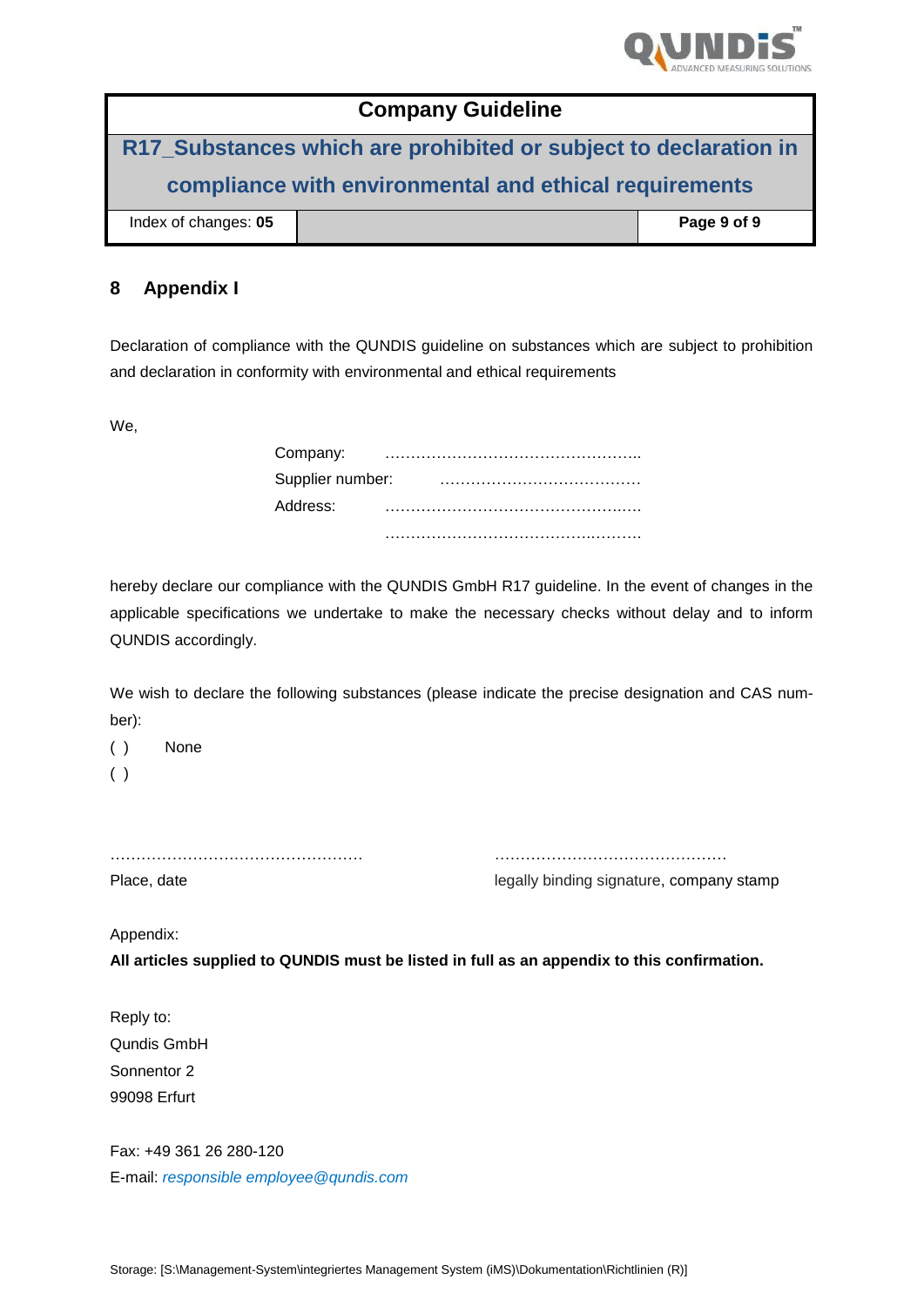## 8 Appendix I

Declaration of compliance with the QUNDIS guideline on substances which are subject to prohibition and declaration in conformity with environmental and ethical requirements

We,

Company: …………………………………………..
Supplier number: …………………………………
Address: …………………………………………..
…………………………………………..

hereby declare our compliance with the QUNDIS GmbH R17 guideline. In the event of changes in the applicable specifications we undertake to make the necessary checks without delay and to inform QUNDIS accordingly.

We wish to declare the following substances (please indicate the precise designation and CAS number):

( ) None

( )

…………………………………………… ………………………………………

Place, date legally binding signature, company stamp

Appendix:

**All articles supplied to QUNDIS must be listed in full as an appendix to this confirmation.**

Reply to:
Qundis GmbH
Sonnentor 2
99098 Erfurt

Fax: +49 361 26 280-120
E-mail: *responsible employee@qundis.com*

Storage: [S:\Management-System\integriertes Management System (iMS)\Dokumentation\Richtlinien (R)]